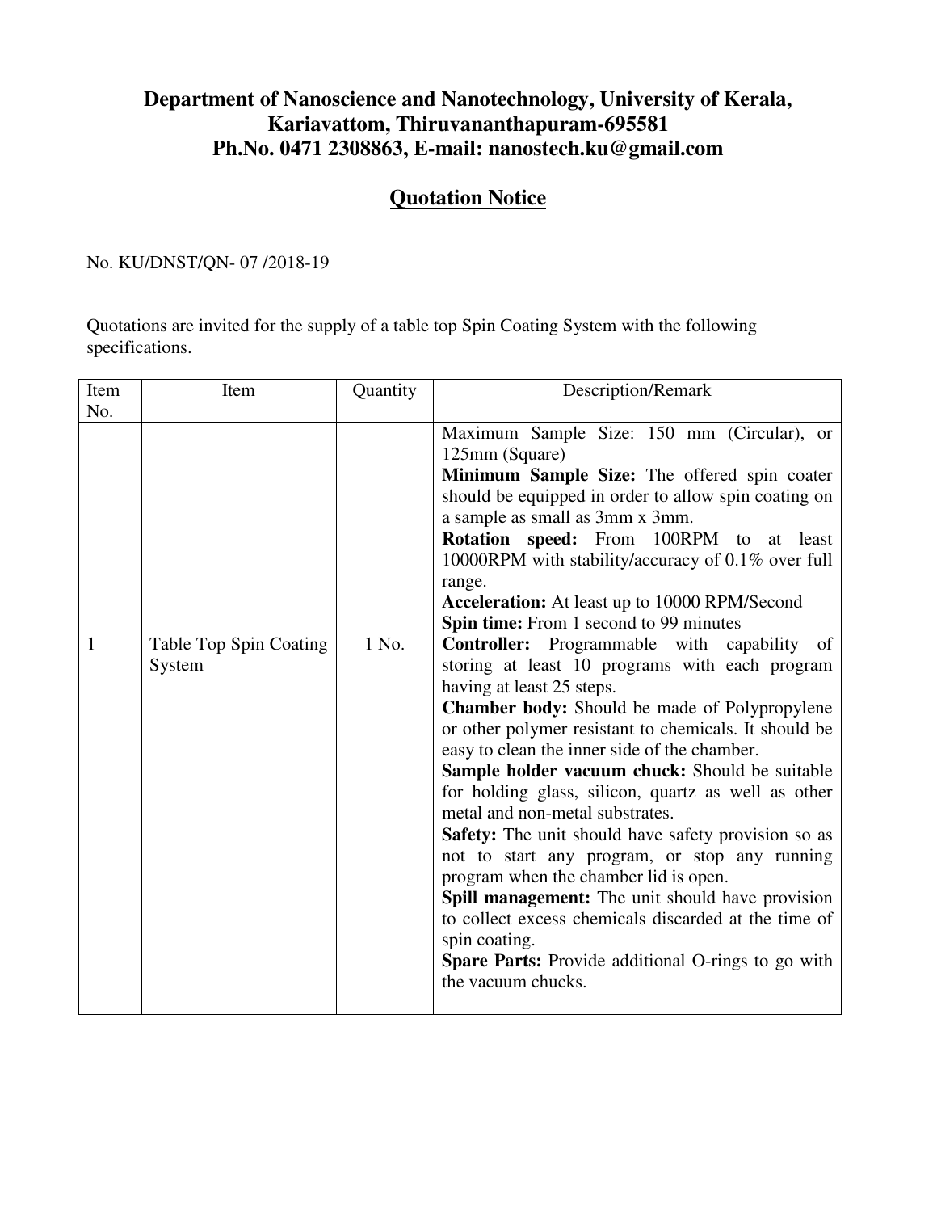**Department of Nanoscience and Nanotechnology, University of Kerala, Kariavattom, Thiruvananthapuram-695581**
**Ph.No. 0471 2308863, E-mail: nanostech.ku@gmail.com**

## Quotation Notice

No. KU/DNST/QN- 07 /2018-19

Quotations are invited for the supply of a table top Spin Coating System with the following specifications.

| Item No. | Item | Quantity | Description/Remark |
|---|---|---|---|
| 1 | Table Top Spin Coating System | 1 No. | Maximum Sample Size: 150 mm (Circular), or 125mm (Square)<br>**Minimum Sample Size:** The offered spin coater should be equipped in order to allow spin coating on a sample as small as 3mm x 3mm.<br>**Rotation speed:** From 100RPM to at least 10000RPM with stability/accuracy of 0.1% over full range.<br>**Acceleration:** At least up to 10000 RPM/Second<br>**Spin time:** From 1 second to 99 minutes<br>**Controller:** Programmable with capability of storing at least 10 programs with each program having at least 25 steps.<br>**Chamber body:** Should be made of Polypropylene or other polymer resistant to chemicals. It should be easy to clean the inner side of the chamber.<br>**Sample holder vacuum chuck:** Should be suitable for holding glass, silicon, quartz as well as other metal and non-metal substrates.<br>**Safety:** The unit should have safety provision so as not to start any program, or stop any running program when the chamber lid is open.<br>**Spill management:** The unit should have provision to collect excess chemicals discarded at the time of spin coating.<br>**Spare Parts:** Provide additional O-rings to go with the vacuum chucks. |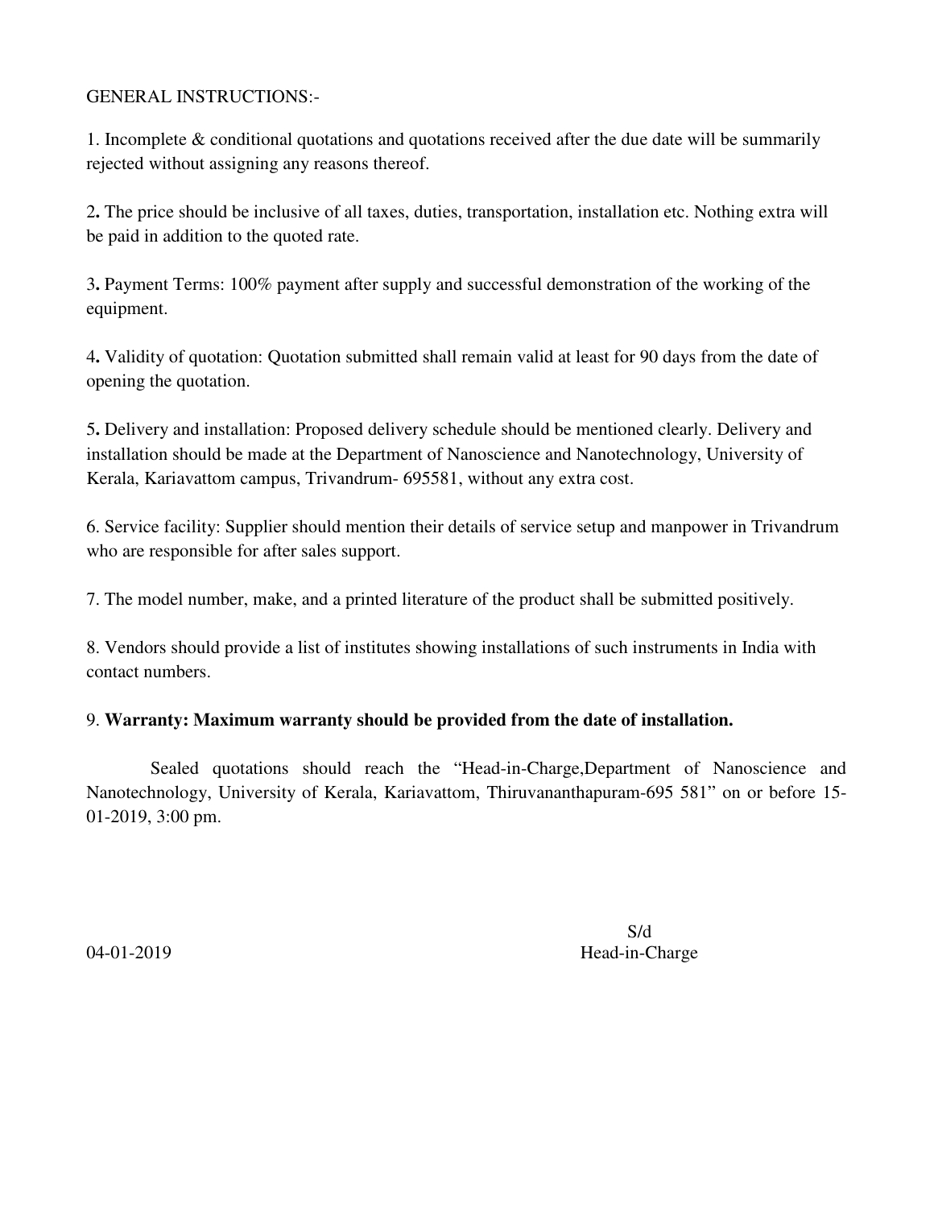GENERAL INSTRUCTIONS:-

1. Incomplete & conditional quotations and quotations received after the due date will be summarily rejected without assigning any reasons thereof.

2**.** The price should be inclusive of all taxes, duties, transportation, installation etc. Nothing extra will be paid in addition to the quoted rate.

3**.** Payment Terms: 100% payment after supply and successful demonstration of the working of the equipment.

4**.** Validity of quotation: Quotation submitted shall remain valid at least for 90 days from the date of opening the quotation.

5**.** Delivery and installation: Proposed delivery schedule should be mentioned clearly. Delivery and installation should be made at the Department of Nanoscience and Nanotechnology, University of Kerala, Kariavattom campus, Trivandrum- 695581, without any extra cost.

6. Service facility: Supplier should mention their details of service setup and manpower in Trivandrum who are responsible for after sales support.

7. The model number, make, and a printed literature of the product shall be submitted positively.

8. Vendors should provide a list of institutes showing installations of such instruments in India with contact numbers.

9. **Warranty: Maximum warranty should be provided from the date of installation.**

Sealed quotations should reach the "Head-in-Charge,Department of Nanoscience and Nanotechnology, University of Kerala, Kariavattom, Thiruvananthapuram-695 581" on or before 15-01-2019, 3:00 pm.

04-01-2019

S/d
Head-in-Charge